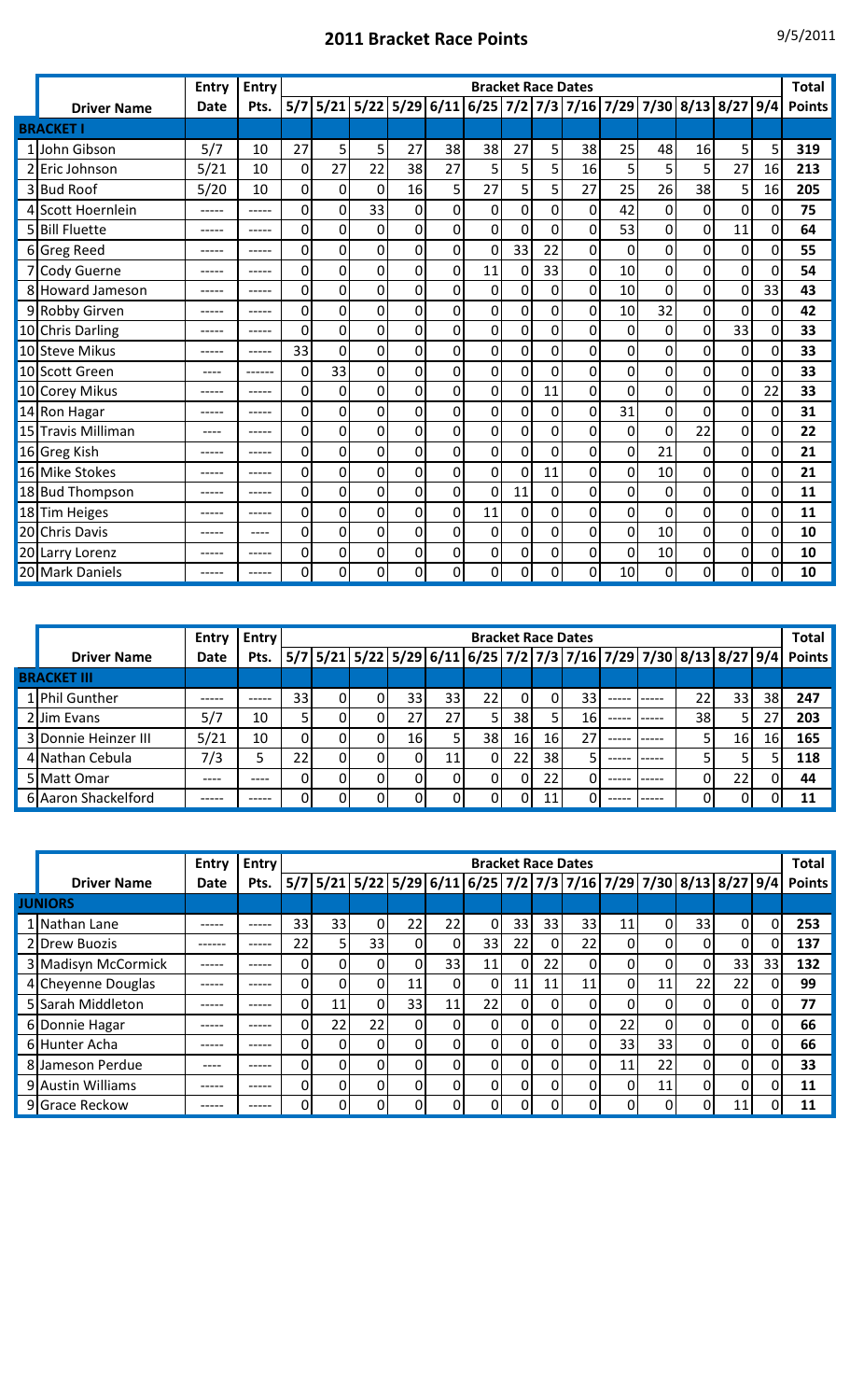# 2011 Bracket Race Points

9/5/2011

| | Driver Name | Entry Date | Entry Pts. | 5/7 | 5/21 | 5/22 | 5/29 | 6/11 | 6/25 | 7/2 | 7/3 | 7/16 | 7/29 | 7/30 | 8/13 | 8/27 | 9/4 | Total Points |
|---|---|---|---|---|---|---|---|---|---|---|---|---|---|---|---|---|---|---|
| | | | | Bracket Race Dates | | | | | | | | | | | | | | |
| **BRACKET I** | | | | | | | | | | | | | | | | | | |
| 1 | John Gibson | 5/7 | 10 | 27 | 5 | 5 | 27 | 38 | 38 | 27 | 5 | 38 | 25 | 48 | 16 | 5 | 5 | **319** |
| 2 | Eric Johnson | 5/21 | 10 | 0 | 27 | 22 | 38 | 27 | 5 | 5 | 5 | 16 | 5 | 5 | 5 | 27 | 16 | **213** |
| 3 | Bud Roof | 5/20 | 10 | 0 | 0 | 0 | 16 | 5 | 27 | 5 | 5 | 27 | 25 | 26 | 38 | 5 | 16 | **205** |
| 4 | Scott Hoernlein | ----- | ----- | 0 | 0 | 33 | 0 | 0 | 0 | 0 | 0 | 0 | 42 | 0 | 0 | 0 | 0 | **75** |
| 5 | Bill Fluette | ----- | ----- | 0 | 0 | 0 | 0 | 0 | 0 | 0 | 0 | 0 | 53 | 0 | 0 | 11 | 0 | **64** |
| 6 | Greg Reed | ----- | ----- | 0 | 0 | 0 | 0 | 0 | 0 | 33 | 22 | 0 | 0 | 0 | 0 | 0 | 0 | **55** |
| 7 | Cody Guerne | ----- | ----- | 0 | 0 | 0 | 0 | 0 | 11 | 0 | 33 | 0 | 10 | 0 | 0 | 0 | 0 | **54** |
| 8 | Howard Jameson | ----- | ----- | 0 | 0 | 0 | 0 | 0 | 0 | 0 | 0 | 0 | 10 | 0 | 0 | 0 | 33 | **43** |
| 9 | Robby Girven | ----- | ----- | 0 | 0 | 0 | 0 | 0 | 0 | 0 | 0 | 0 | 10 | 32 | 0 | 0 | 0 | **42** |
| 10 | Chris Darling | ----- | ----- | 0 | 0 | 0 | 0 | 0 | 0 | 0 | 0 | 0 | 0 | 0 | 0 | 33 | 0 | **33** |
| 10 | Steve Mikus | ----- | ----- | 33 | 0 | 0 | 0 | 0 | 0 | 0 | 0 | 0 | 0 | 0 | 0 | 0 | 0 | **33** |
| 10 | Scott Green | ---- | ------ | 0 | 33 | 0 | 0 | 0 | 0 | 0 | 0 | 0 | 0 | 0 | 0 | 0 | 0 | **33** |
| 10 | Corey Mikus | ----- | ----- | 0 | 0 | 0 | 0 | 0 | 0 | 0 | 11 | 0 | 0 | 0 | 0 | 0 | 22 | **33** |
| 14 | Ron Hagar | ----- | ----- | 0 | 0 | 0 | 0 | 0 | 0 | 0 | 0 | 0 | 31 | 0 | 0 | 0 | 0 | **31** |
| 15 | Travis Milliman | ---- | ----- | 0 | 0 | 0 | 0 | 0 | 0 | 0 | 0 | 0 | 0 | 0 | 22 | 0 | 0 | **22** |
| 16 | Greg Kish | ----- | ----- | 0 | 0 | 0 | 0 | 0 | 0 | 0 | 0 | 0 | 0 | 21 | 0 | 0 | 0 | **21** |
| 16 | Mike Stokes | ----- | ----- | 0 | 0 | 0 | 0 | 0 | 0 | 0 | 11 | 0 | 0 | 10 | 0 | 0 | 0 | **21** |
| 18 | Bud Thompson | ----- | ----- | 0 | 0 | 0 | 0 | 0 | 0 | 11 | 0 | 0 | 0 | 0 | 0 | 0 | 0 | **11** |
| 18 | Tim Heiges | ----- | ----- | 0 | 0 | 0 | 0 | 0 | 11 | 0 | 0 | 0 | 0 | 0 | 0 | 0 | 0 | **11** |
| 20 | Chris Davis | ----- | ---- | 0 | 0 | 0 | 0 | 0 | 0 | 0 | 0 | 0 | 0 | 10 | 0 | 0 | 0 | **10** |
| 20 | Larry Lorenz | ----- | ----- | 0 | 0 | 0 | 0 | 0 | 0 | 0 | 0 | 0 | 0 | 10 | 0 | 0 | 0 | **10** |
| 20 | Mark Daniels | ----- | ----- | 0 | 0 | 0 | 0 | 0 | 0 | 0 | 0 | 0 | 10 | 0 | 0 | 0 | 0 | **10** |

| | Driver Name | Entry Date | Entry Pts. | 5/7 | 5/21 | 5/22 | 5/29 | 6/11 | 6/25 | 7/2 | 7/3 | 7/16 | 7/29 | 7/30 | 8/13 | 8/27 | 9/4 | Total Points |
|---|---|---|---|---|---|---|---|---|---|---|---|---|---|---|---|---|---|---|
| | | | | Bracket Race Dates | | | | | | | | | | | | | | |
| **BRACKET III** | | | | | | | | | | | | | | | | | | |
| 1 | Phil Gunther | ----- | ----- | 33 | 0 | 0 | 33 | 33 | 22 | 0 | 0 | 33 | ----- | ----- | 22 | 33 | 38 | **247** |
| 2 | Jim Evans | 5/7 | 10 | 5 | 0 | 0 | 27 | 27 | 5 | 38 | 5 | 16 | ----- | ----- | 38 | 5 | 27 | **203** |
| 3 | Donnie Heinzer III | 5/21 | 10 | 0 | 0 | 0 | 16 | 5 | 38 | 16 | 16 | 27 | ----- | ----- | 5 | 16 | 16 | **165** |
| 4 | Nathan Cebula | 7/3 | 5 | 22 | 0 | 0 | 0 | 11 | 0 | 22 | 38 | 5 | ----- | ----- | 5 | 5 | 5 | **118** |
| 5 | Matt Omar | ---- | ---- | 0 | 0 | 0 | 0 | 0 | 0 | 0 | 22 | 0 | ----- | ----- | 0 | 22 | 0 | **44** |
| 6 | Aaron Shackelford | ----- | ----- | 0 | 0 | 0 | 0 | 0 | 0 | 0 | 11 | 0 | ----- | ----- | 0 | 0 | 0 | **11** |

| | Driver Name | Entry Date | Entry Pts. | 5/7 | 5/21 | 5/22 | 5/29 | 6/11 | 6/25 | 7/2 | 7/3 | 7/16 | 7/29 | 7/30 | 8/13 | 8/27 | 9/4 | Total Points |
|---|---|---|---|---|---|---|---|---|---|---|---|---|---|---|---|---|---|---|
| | | | | Bracket Race Dates | | | | | | | | | | | | | | |
| **JUNIORS** | | | | | | | | | | | | | | | | | | |
| 1 | Nathan Lane | ----- | ----- | 33 | 33 | 0 | 22 | 22 | 0 | 33 | 33 | 33 | 11 | 0 | 33 | 0 | 0 | **253** |
| 2 | Drew Buozis | ------ | ----- | 22 | 5 | 33 | 0 | 0 | 33 | 22 | 0 | 22 | 0 | 0 | 0 | 0 | 0 | **137** |
| 3 | Madisyn McCormick | ----- | ----- | 0 | 0 | 0 | 0 | 33 | 11 | 0 | 22 | 0 | 0 | 0 | 0 | 33 | 33 | **132** |
| 4 | Cheyenne Douglas | ----- | ----- | 0 | 0 | 0 | 11 | 0 | 0 | 11 | 11 | 11 | 0 | 11 | 22 | 22 | 0 | **99** |
| 5 | Sarah Middleton | ----- | ----- | 0 | 11 | 0 | 33 | 11 | 22 | 0 | 0 | 0 | 0 | 0 | 0 | 0 | 0 | **77** |
| 6 | Donnie Hagar | ----- | ----- | 0 | 22 | 22 | 0 | 0 | 0 | 0 | 0 | 0 | 22 | 0 | 0 | 0 | 0 | **66** |
| 6 | Hunter Acha | ----- | ----- | 0 | 0 | 0 | 0 | 0 | 0 | 0 | 0 | 0 | 33 | 33 | 0 | 0 | 0 | **66** |
| 8 | Jameson Perdue | ---- | ----- | 0 | 0 | 0 | 0 | 0 | 0 | 0 | 0 | 0 | 11 | 22 | 0 | 0 | 0 | **33** |
| 9 | Austin Williams | ----- | ----- | 0 | 0 | 0 | 0 | 0 | 0 | 0 | 0 | 0 | 0 | 11 | 0 | 0 | 0 | **11** |
| 9 | Grace Reckow | ----- | ----- | 0 | 0 | 0 | 0 | 0 | 0 | 0 | 0 | 0 | 0 | 0 | 0 | 11 | 0 | **11** |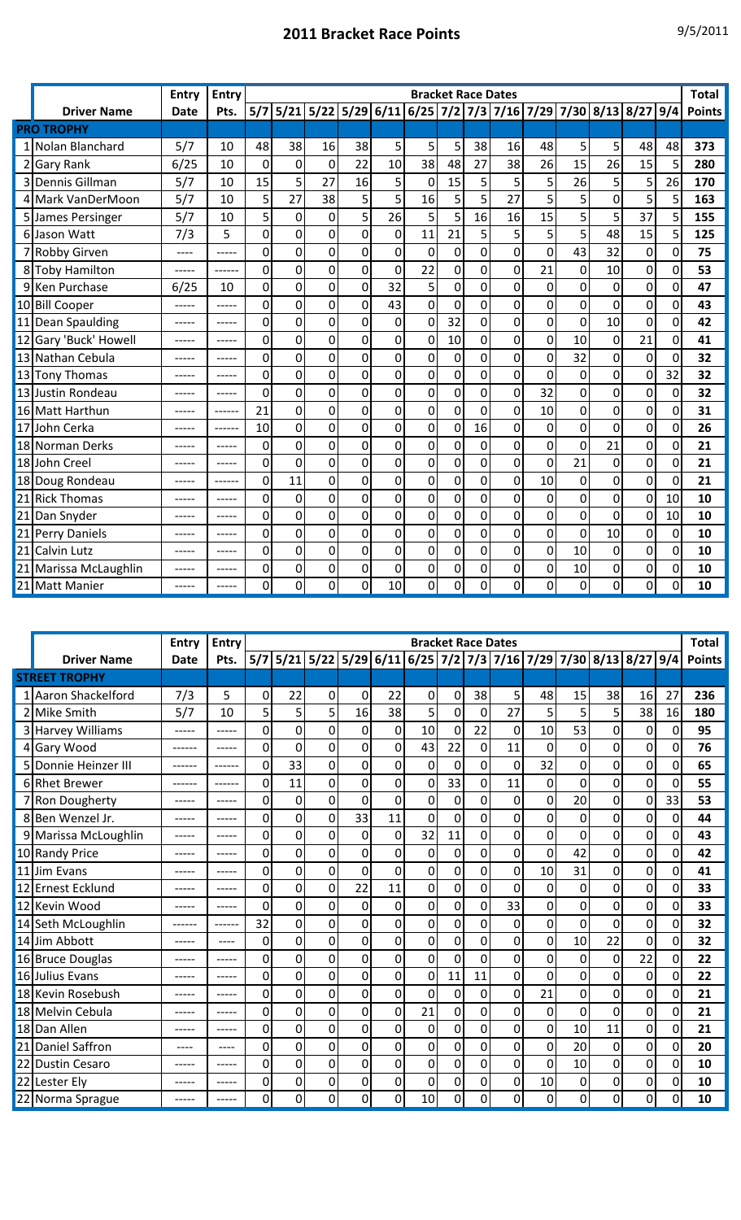## 2011 Bracket Race Points

9/5/2011

| | Driver Name | Entry Date | Entry Pts. | 5/7 | 5/21 | 5/22 | 5/29 | 6/11 | 6/25 | 7/2 | 7/3 | 7/16 | 7/29 | 7/30 | 8/13 | 8/27 | 9/4 | Total Points |
|---|---|---|---|---|---|---|---|---|---|---|---|---|---|---|---|---|---|---|
| | **PRO TROPHY** | | | | | | | | | | | | | | | | | |
| 1 | Nolan Blanchard | 5/7 | 10 | 48 | 38 | 16 | 38 | 5 | 5 | 5 | 38 | 16 | 48 | 5 | 5 | 48 | 48 | **373** |
| 2 | Gary Rank | 6/25 | 10 | 0 | 0 | 0 | 22 | 10 | 38 | 48 | 27 | 38 | 26 | 15 | 26 | 15 | 5 | **280** |
| 3 | Dennis Gillman | 5/7 | 10 | 15 | 5 | 27 | 16 | 5 | 0 | 15 | 5 | 5 | 5 | 26 | 5 | 5 | 26 | **170** |
| 4 | Mark VanDerMoon | 5/7 | 10 | 5 | 27 | 38 | 5 | 5 | 16 | 5 | 5 | 27 | 5 | 5 | 0 | 5 | 5 | **163** |
| 5 | James Persinger | 5/7 | 10 | 5 | 0 | 0 | 5 | 26 | 5 | 5 | 16 | 16 | 15 | 5 | 5 | 37 | 5 | **155** |
| 6 | Jason Watt | 7/3 | 5 | 0 | 0 | 0 | 0 | 0 | 11 | 21 | 5 | 5 | 5 | 5 | 48 | 15 | 5 | **125** |
| 7 | Robby Girven | ---- | ----- | 0 | 0 | 0 | 0 | 0 | 0 | 0 | 0 | 0 | 0 | 43 | 32 | 0 | 0 | **75** |
| 8 | Toby Hamilton | ----- | ------ | 0 | 0 | 0 | 0 | 0 | 22 | 0 | 0 | 0 | 21 | 0 | 10 | 0 | 0 | **53** |
| 9 | Ken Purchase | 6/25 | 10 | 0 | 0 | 0 | 0 | 32 | 5 | 0 | 0 | 0 | 0 | 0 | 0 | 0 | 0 | **47** |
| 10 | Bill Cooper | ----- | ----- | 0 | 0 | 0 | 0 | 43 | 0 | 0 | 0 | 0 | 0 | 0 | 0 | 0 | 0 | **43** |
| 11 | Dean Spaulding | ----- | ----- | 0 | 0 | 0 | 0 | 0 | 0 | 32 | 0 | 0 | 0 | 0 | 10 | 0 | 0 | **42** |
| 12 | Gary 'Buck' Howell | ----- | ----- | 0 | 0 | 0 | 0 | 0 | 0 | 10 | 0 | 0 | 0 | 10 | 0 | 21 | 0 | **41** |
| 13 | Nathan Cebula | ----- | ----- | 0 | 0 | 0 | 0 | 0 | 0 | 0 | 0 | 0 | 0 | 32 | 0 | 0 | 0 | **32** |
| 13 | Tony Thomas | ----- | ----- | 0 | 0 | 0 | 0 | 0 | 0 | 0 | 0 | 0 | 0 | 0 | 0 | 0 | 32 | **32** |
| 13 | Justin Rondeau | ----- | ----- | 0 | 0 | 0 | 0 | 0 | 0 | 0 | 0 | 0 | 32 | 0 | 0 | 0 | 0 | **32** |
| 16 | Matt Harthun | ----- | ------ | 21 | 0 | 0 | 0 | 0 | 0 | 0 | 0 | 0 | 10 | 0 | 0 | 0 | 0 | **31** |
| 17 | John Cerka | ----- | ------ | 10 | 0 | 0 | 0 | 0 | 0 | 0 | 16 | 0 | 0 | 0 | 0 | 0 | 0 | **26** |
| 18 | Norman Derks | ----- | ----- | 0 | 0 | 0 | 0 | 0 | 0 | 0 | 0 | 0 | 0 | 0 | 21 | 0 | 0 | **21** |
| 18 | John Creel | ----- | ----- | 0 | 0 | 0 | 0 | 0 | 0 | 0 | 0 | 0 | 0 | 21 | 0 | 0 | 0 | **21** |
| 18 | Doug Rondeau | ----- | ------ | 0 | 11 | 0 | 0 | 0 | 0 | 0 | 0 | 0 | 10 | 0 | 0 | 0 | 0 | **21** |
| 21 | Rick Thomas | ----- | ----- | 0 | 0 | 0 | 0 | 0 | 0 | 0 | 0 | 0 | 0 | 0 | 0 | 0 | 10 | **10** |
| 21 | Dan Snyder | ----- | ----- | 0 | 0 | 0 | 0 | 0 | 0 | 0 | 0 | 0 | 0 | 0 | 0 | 0 | 10 | **10** |
| 21 | Perry Daniels | ----- | ----- | 0 | 0 | 0 | 0 | 0 | 0 | 0 | 0 | 0 | 0 | 0 | 10 | 0 | 0 | **10** |
| 21 | Calvin Lutz | ----- | ----- | 0 | 0 | 0 | 0 | 0 | 0 | 0 | 0 | 0 | 0 | 10 | 0 | 0 | 0 | **10** |
| 21 | Marissa McLaughlin | ----- | ----- | 0 | 0 | 0 | 0 | 0 | 0 | 0 | 0 | 0 | 0 | 10 | 0 | 0 | 0 | **10** |
| 21 | Matt Manier | ----- | ----- | 0 | 0 | 0 | 0 | 10 | 0 | 0 | 0 | 0 | 0 | 0 | 0 | 0 | 0 | **10** |

| | Driver Name | Entry Date | Entry Pts. | 5/7 | 5/21 | 5/22 | 5/29 | 6/11 | 6/25 | 7/2 | 7/3 | 7/16 | 7/29 | 7/30 | 8/13 | 8/27 | 9/4 | Total Points |
|---|---|---|---|---|---|---|---|---|---|---|---|---|---|---|---|---|---|---|
| | **STREET TROPHY** | | | | | | | | | | | | | | | | | |
| 1 | Aaron Shackelford | 7/3 | 5 | 0 | 22 | 0 | 0 | 22 | 0 | 0 | 38 | 5 | 48 | 15 | 38 | 16 | 27 | **236** |
| 2 | Mike Smith | 5/7 | 10 | 5 | 5 | 5 | 16 | 38 | 5 | 0 | 0 | 27 | 5 | 5 | 5 | 38 | 16 | **180** |
| 3 | Harvey Williams | ----- | ----- | 0 | 0 | 0 | 0 | 0 | 10 | 0 | 22 | 0 | 10 | 53 | 0 | 0 | 0 | **95** |
| 4 | Gary Wood | ------ | ----- | 0 | 0 | 0 | 0 | 0 | 43 | 22 | 0 | 11 | 0 | 0 | 0 | 0 | 0 | **76** |
| 5 | Donnie Heinzer III | ------ | ------ | 0 | 33 | 0 | 0 | 0 | 0 | 0 | 0 | 0 | 32 | 0 | 0 | 0 | 0 | **65** |
| 6 | Rhet Brewer | ------ | ------ | 0 | 11 | 0 | 0 | 0 | 0 | 33 | 0 | 11 | 0 | 0 | 0 | 0 | 0 | **55** |
| 7 | Ron Dougherty | ----- | ----- | 0 | 0 | 0 | 0 | 0 | 0 | 0 | 0 | 0 | 0 | 20 | 0 | 0 | 33 | **53** |
| 8 | Ben Wenzel Jr. | ----- | ----- | 0 | 0 | 0 | 33 | 11 | 0 | 0 | 0 | 0 | 0 | 0 | 0 | 0 | 0 | **44** |
| 9 | Marissa McLoughlin | ----- | ----- | 0 | 0 | 0 | 0 | 0 | 32 | 11 | 0 | 0 | 0 | 0 | 0 | 0 | 0 | **43** |
| 10 | Randy Price | ----- | ----- | 0 | 0 | 0 | 0 | 0 | 0 | 0 | 0 | 0 | 0 | 42 | 0 | 0 | 0 | **42** |
| 11 | Jim Evans | ----- | ----- | 0 | 0 | 0 | 0 | 0 | 0 | 0 | 0 | 0 | 10 | 31 | 0 | 0 | 0 | **41** |
| 12 | Ernest Ecklund | ----- | ----- | 0 | 0 | 0 | 22 | 11 | 0 | 0 | 0 | 0 | 0 | 0 | 0 | 0 | 0 | **33** |
| 12 | Kevin Wood | ----- | ----- | 0 | 0 | 0 | 0 | 0 | 0 | 0 | 0 | 33 | 0 | 0 | 0 | 0 | 0 | **33** |
| 14 | Seth McLoughlin | ------ | ------ | 32 | 0 | 0 | 0 | 0 | 0 | 0 | 0 | 0 | 0 | 0 | 0 | 0 | 0 | **32** |
| 14 | Jim Abbott | ----- | ---- | 0 | 0 | 0 | 0 | 0 | 0 | 0 | 0 | 0 | 0 | 10 | 22 | 0 | 0 | **32** |
| 16 | Bruce Douglas | ----- | ----- | 0 | 0 | 0 | 0 | 0 | 0 | 0 | 0 | 0 | 0 | 0 | 0 | 22 | 0 | **22** |
| 16 | Julius Evans | ----- | ----- | 0 | 0 | 0 | 0 | 0 | 0 | 11 | 11 | 0 | 0 | 0 | 0 | 0 | 0 | **22** |
| 18 | Kevin Rosebush | ----- | ----- | 0 | 0 | 0 | 0 | 0 | 0 | 0 | 0 | 0 | 21 | 0 | 0 | 0 | 0 | **21** |
| 18 | Melvin Cebula | ----- | ----- | 0 | 0 | 0 | 0 | 0 | 21 | 0 | 0 | 0 | 0 | 0 | 0 | 0 | 0 | **21** |
| 18 | Dan Allen | ----- | ----- | 0 | 0 | 0 | 0 | 0 | 0 | 0 | 0 | 0 | 0 | 10 | 11 | 0 | 0 | **21** |
| 21 | Daniel Saffron | ---- | ---- | 0 | 0 | 0 | 0 | 0 | 0 | 0 | 0 | 0 | 0 | 20 | 0 | 0 | 0 | **20** |
| 22 | Dustin Cesaro | ----- | ----- | 0 | 0 | 0 | 0 | 0 | 0 | 0 | 0 | 0 | 0 | 10 | 0 | 0 | 0 | **10** |
| 22 | Lester Ely | ----- | ----- | 0 | 0 | 0 | 0 | 0 | 0 | 0 | 0 | 0 | 10 | 0 | 0 | 0 | 0 | **10** |
| 22 | Norma Sprague | ----- | ----- | 0 | 0 | 0 | 0 | 0 | 10 | 0 | 0 | 0 | 0 | 0 | 0 | 0 | 0 | **10** |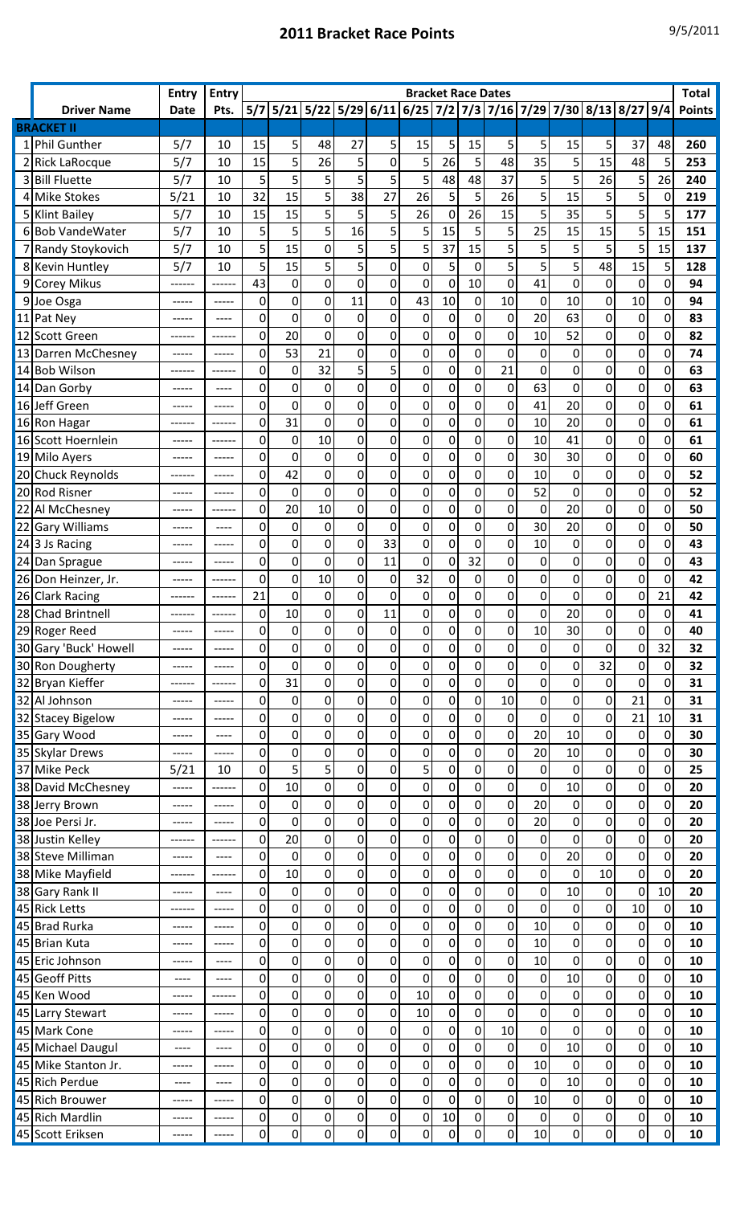## 2011 Bracket Race Points

9/5/2011

| | Driver Name | Entry Date | Entry Pts. | 5/7 | 5/21 | 5/22 | 5/29 | 6/11 | 6/25 | 7/2 | 7/3 | 7/16 | 7/29 | 7/30 | 8/13 | 8/27 | 9/4 | Total Points |
|---|---|---|---|---|---|---|---|---|---|---|---|---|---|---|---|---|---|---|
| | | | | Bracket Race Dates | | | | | | | | | | | | | | |
| **BRACKET II** | | | | | | | | | | | | | | | | | | |
| 1 | Phil Gunther | 5/7 | 10 | 15 | 5 | 48 | 27 | 5 | 15 | 5 | 15 | 5 | 5 | 15 | 5 | 37 | 48 | **260** |
| 2 | Rick LaRocque | 5/7 | 10 | 15 | 5 | 26 | 5 | 0 | 5 | 26 | 5 | 48 | 35 | 5 | 15 | 48 | 5 | **253** |
| 3 | Bill Fluette | 5/7 | 10 | 5 | 5 | 5 | 5 | 5 | 5 | 48 | 48 | 37 | 5 | 5 | 26 | 5 | 26 | **240** |
| 4 | Mike Stokes | 5/21 | 10 | 32 | 15 | 5 | 38 | 27 | 26 | 5 | 5 | 26 | 5 | 15 | 5 | 5 | 0 | **219** |
| 5 | Klint Bailey | 5/7 | 10 | 15 | 15 | 5 | 5 | 5 | 26 | 0 | 26 | 15 | 5 | 35 | 5 | 5 | 5 | **177** |
| 6 | Bob VandeWater | 5/7 | 10 | 5 | 5 | 5 | 16 | 5 | 5 | 15 | 5 | 5 | 25 | 15 | 15 | 5 | 15 | **151** |
| 7 | Randy Stoykovich | 5/7 | 10 | 5 | 15 | 0 | 5 | 5 | 5 | 37 | 15 | 5 | 5 | 5 | 5 | 5 | 15 | **137** |
| 8 | Kevin Huntley | 5/7 | 10 | 5 | 15 | 5 | 5 | 0 | 0 | 5 | 0 | 5 | 5 | 5 | 48 | 15 | 5 | **128** |
| 9 | Corey Mikus | ------ | ------ | 43 | 0 | 0 | 0 | 0 | 0 | 0 | 10 | 0 | 41 | 0 | 0 | 0 | 0 | **94** |
| 9 | Joe Osga | ----- | ----- | 0 | 0 | 0 | 11 | 0 | 43 | 10 | 0 | 10 | 0 | 10 | 0 | 10 | 0 | **94** |
| 11 | Pat Ney | ----- | ---- | 0 | 0 | 0 | 0 | 0 | 0 | 0 | 0 | 0 | 20 | 63 | 0 | 0 | 0 | **83** |
| 12 | Scott Green | ------ | ------ | 0 | 20 | 0 | 0 | 0 | 0 | 0 | 0 | 0 | 10 | 52 | 0 | 0 | 0 | **82** |
| 13 | Darren McChesney | ----- | ----- | 0 | 53 | 21 | 0 | 0 | 0 | 0 | 0 | 0 | 0 | 0 | 0 | 0 | 0 | **74** |
| 14 | Bob Wilson | ------ | ------ | 0 | 0 | 32 | 5 | 5 | 0 | 0 | 0 | 21 | 0 | 0 | 0 | 0 | 0 | **63** |
| 14 | Dan Gorby | ----- | ---- | 0 | 0 | 0 | 0 | 0 | 0 | 0 | 0 | 0 | 63 | 0 | 0 | 0 | 0 | **63** |
| 16 | Jeff Green | ----- | ----- | 0 | 0 | 0 | 0 | 0 | 0 | 0 | 0 | 0 | 41 | 20 | 0 | 0 | 0 | **61** |
| 16 | Ron Hagar | ------ | ------ | 0 | 31 | 0 | 0 | 0 | 0 | 0 | 0 | 0 | 10 | 20 | 0 | 0 | 0 | **61** |
| 16 | Scott Hoernlein | ----- | ------ | 0 | 0 | 10 | 0 | 0 | 0 | 0 | 0 | 0 | 10 | 41 | 0 | 0 | 0 | **61** |
| 19 | Milo Ayers | ----- | ----- | 0 | 0 | 0 | 0 | 0 | 0 | 0 | 0 | 0 | 30 | 30 | 0 | 0 | 0 | **60** |
| 20 | Chuck Reynolds | ------ | ----- | 0 | 42 | 0 | 0 | 0 | 0 | 0 | 0 | 0 | 10 | 0 | 0 | 0 | 0 | **52** |
| 20 | Rod Risner | ----- | ----- | 0 | 0 | 0 | 0 | 0 | 0 | 0 | 0 | 0 | 52 | 0 | 0 | 0 | 0 | **52** |
| 22 | Al McChesney | ----- | ------ | 0 | 20 | 10 | 0 | 0 | 0 | 0 | 0 | 0 | 0 | 20 | 0 | 0 | 0 | **50** |
| 22 | Gary Williams | ----- | ---- | 0 | 0 | 0 | 0 | 0 | 0 | 0 | 0 | 0 | 30 | 20 | 0 | 0 | 0 | **50** |
| 24 | 3 Js Racing | ----- | ----- | 0 | 0 | 0 | 0 | 33 | 0 | 0 | 0 | 0 | 10 | 0 | 0 | 0 | 0 | **43** |
| 24 | Dan Sprague | ----- | ----- | 0 | 0 | 0 | 0 | 11 | 0 | 0 | 32 | 0 | 0 | 0 | 0 | 0 | 0 | **43** |
| 26 | Don Heinzer, Jr. | ----- | ------ | 0 | 0 | 10 | 0 | 0 | 32 | 0 | 0 | 0 | 0 | 0 | 0 | 0 | 0 | **42** |
| 26 | Clark Racing | ------ | ------ | 21 | 0 | 0 | 0 | 0 | 0 | 0 | 0 | 0 | 0 | 0 | 0 | 0 | 21 | **42** |
| 28 | Chad Brintnell | ------ | ------ | 0 | 10 | 0 | 0 | 11 | 0 | 0 | 0 | 0 | 0 | 20 | 0 | 0 | 0 | **41** |
| 29 | Roger Reed | ----- | ----- | 0 | 0 | 0 | 0 | 0 | 0 | 0 | 0 | 0 | 10 | 30 | 0 | 0 | 0 | **40** |
| 30 | Gary 'Buck' Howell | ----- | ----- | 0 | 0 | 0 | 0 | 0 | 0 | 0 | 0 | 0 | 0 | 0 | 0 | 0 | 32 | **32** |
| 30 | Ron Dougherty | ----- | ----- | 0 | 0 | 0 | 0 | 0 | 0 | 0 | 0 | 0 | 0 | 0 | 32 | 0 | 0 | **32** |
| 32 | Bryan Kieffer | ------ | ------ | 0 | 31 | 0 | 0 | 0 | 0 | 0 | 0 | 0 | 0 | 0 | 0 | 0 | 0 | **31** |
| 32 | Al Johnson | ----- | ----- | 0 | 0 | 0 | 0 | 0 | 0 | 0 | 0 | 10 | 0 | 0 | 0 | 21 | 0 | **31** |
| 32 | Stacey Bigelow | ----- | ----- | 0 | 0 | 0 | 0 | 0 | 0 | 0 | 0 | 0 | 0 | 0 | 0 | 21 | 10 | **31** |
| 35 | Gary Wood | ----- | ---- | 0 | 0 | 0 | 0 | 0 | 0 | 0 | 0 | 0 | 20 | 10 | 0 | 0 | 0 | **30** |
| 35 | Skylar Drews | ----- | ----- | 0 | 0 | 0 | 0 | 0 | 0 | 0 | 0 | 0 | 20 | 10 | 0 | 0 | 0 | **30** |
| 37 | Mike Peck | 5/21 | 10 | 0 | 5 | 5 | 0 | 0 | 5 | 0 | 0 | 0 | 0 | 0 | 0 | 0 | 0 | **25** |
| 38 | David McChesney | ----- | ------ | 0 | 10 | 0 | 0 | 0 | 0 | 0 | 0 | 0 | 0 | 10 | 0 | 0 | 0 | **20** |
| 38 | Jerry Brown | ----- | ----- | 0 | 0 | 0 | 0 | 0 | 0 | 0 | 0 | 0 | 20 | 0 | 0 | 0 | 0 | **20** |
| 38 | Joe Persi Jr. | ----- | ----- | 0 | 0 | 0 | 0 | 0 | 0 | 0 | 0 | 0 | 20 | 0 | 0 | 0 | 0 | **20** |
| 38 | Justin Kelley | ------ | ------ | 0 | 20 | 0 | 0 | 0 | 0 | 0 | 0 | 0 | 0 | 0 | 0 | 0 | 0 | **20** |
| 38 | Steve Milliman | ----- | ---- | 0 | 0 | 0 | 0 | 0 | 0 | 0 | 0 | 0 | 0 | 20 | 0 | 0 | 0 | **20** |
| 38 | Mike Mayfield | ------ | ------ | 0 | 10 | 0 | 0 | 0 | 0 | 0 | 0 | 0 | 0 | 0 | 10 | 0 | 0 | **20** |
| 38 | Gary Rank II | ----- | ---- | 0 | 0 | 0 | 0 | 0 | 0 | 0 | 0 | 0 | 0 | 10 | 0 | 0 | 10 | **20** |
| 45 | Rick Letts | ------ | ----- | 0 | 0 | 0 | 0 | 0 | 0 | 0 | 0 | 0 | 0 | 0 | 0 | 10 | 0 | **10** |
| 45 | Brad Rurka | ----- | ----- | 0 | 0 | 0 | 0 | 0 | 0 | 0 | 0 | 0 | 10 | 0 | 0 | 0 | 0 | **10** |
| 45 | Brian Kuta | ----- | ----- | 0 | 0 | 0 | 0 | 0 | 0 | 0 | 0 | 0 | 10 | 0 | 0 | 0 | 0 | **10** |
| 45 | Eric Johnson | ----- | ---- | 0 | 0 | 0 | 0 | 0 | 0 | 0 | 0 | 0 | 10 | 0 | 0 | 0 | 0 | **10** |
| 45 | Geoff Pitts | ---- | ---- | 0 | 0 | 0 | 0 | 0 | 0 | 0 | 0 | 0 | 0 | 10 | 0 | 0 | 0 | **10** |
| 45 | Ken Wood | ----- | ------ | 0 | 0 | 0 | 0 | 0 | 10 | 0 | 0 | 0 | 0 | 0 | 0 | 0 | 0 | **10** |
| 45 | Larry Stewart | ----- | ----- | 0 | 0 | 0 | 0 | 0 | 10 | 0 | 0 | 0 | 0 | 0 | 0 | 0 | 0 | **10** |
| 45 | Mark Cone | ----- | ----- | 0 | 0 | 0 | 0 | 0 | 0 | 0 | 0 | 10 | 0 | 0 | 0 | 0 | 0 | **10** |
| 45 | Michael Daugul | ---- | ---- | 0 | 0 | 0 | 0 | 0 | 0 | 0 | 0 | 0 | 0 | 10 | 0 | 0 | 0 | **10** |
| 45 | Mike Stanton Jr. | ----- | ----- | 0 | 0 | 0 | 0 | 0 | 0 | 0 | 0 | 0 | 10 | 0 | 0 | 0 | 0 | **10** |
| 45 | Rich Perdue | ---- | ---- | 0 | 0 | 0 | 0 | 0 | 0 | 0 | 0 | 0 | 0 | 10 | 0 | 0 | 0 | **10** |
| 45 | Rich Brouwer | ----- | ----- | 0 | 0 | 0 | 0 | 0 | 0 | 0 | 0 | 0 | 10 | 0 | 0 | 0 | 0 | **10** |
| 45 | Rich Mardlin | ----- | ----- | 0 | 0 | 0 | 0 | 0 | 0 | 10 | 0 | 0 | 0 | 0 | 0 | 0 | 0 | **10** |
| 45 | Scott Eriksen | ----- | ----- | 0 | 0 | 0 | 0 | 0 | 0 | 0 | 0 | 0 | 10 | 0 | 0 | 0 | 0 | **10** |